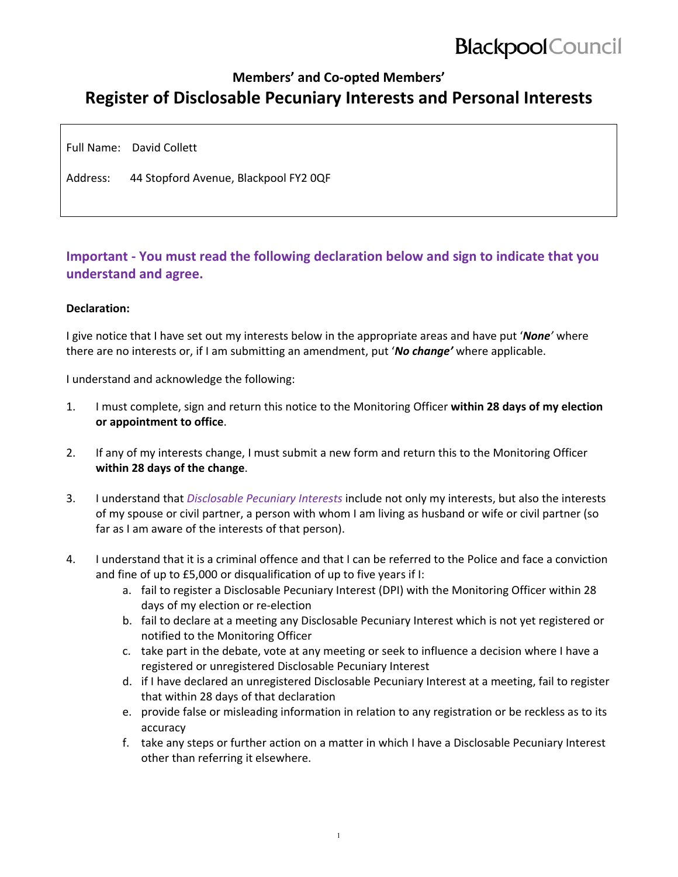Blackpool Council

## Members' and Co-opted Members'

# Register of Disclosable Pecuniary Interests and Personal Interests

Full Name: David Collett

Address: 44 Stopford Avenue, Blackpool FY2 0QF

### Important - You must read the following declaration below and sign to indicate that you understand and agree.

**Declaration:**

I give notice that I have set out my interests below in the appropriate areas and have put '***None***' where there are no interests or, if I am submitting an amendment, put '***No change***' where applicable.

I understand and acknowledge the following:

1. I must complete, sign and return this notice to the Monitoring Officer **within 28 days of my election or appointment to office**.

2. If any of my interests change, I must submit a new form and return this to the Monitoring Officer **within 28 days of the change**.

3. I understand that *Disclosable Pecuniary Interests* include not only my interests, but also the interests of my spouse or civil partner, a person with whom I am living as husband or wife or civil partner (so far as I am aware of the interests of that person).

4. I understand that it is a criminal offence and that I can be referred to the Police and face a conviction and fine of up to £5,000 or disqualification of up to five years if I:
   a. fail to register a Disclosable Pecuniary Interest (DPI) with the Monitoring Officer within 28 days of my election or re-election
   b. fail to declare at a meeting any Disclosable Pecuniary Interest which is not yet registered or notified to the Monitoring Officer
   c. take part in the debate, vote at any meeting or seek to influence a decision where I have a registered or unregistered Disclosable Pecuniary Interest
   d. if I have declared an unregistered Disclosable Pecuniary Interest at a meeting, fail to register that within 28 days of that declaration
   e. provide false or misleading information in relation to any registration or be reckless as to its accuracy
   f. take any steps or further action on a matter in which I have a Disclosable Pecuniary Interest other than referring it elsewhere.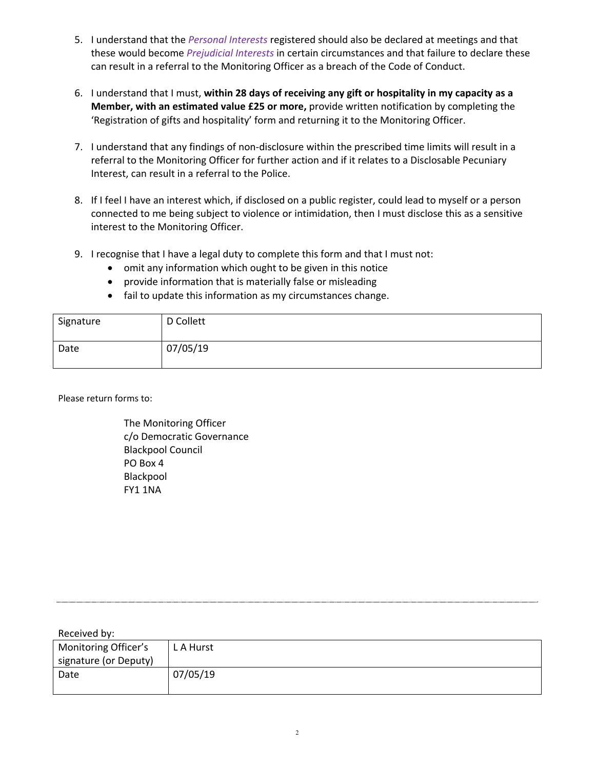5. I understand that the *Personal Interests* registered should also be declared at meetings and that these would become *Prejudicial Interests* in certain circumstances and that failure to declare these can result in a referral to the Monitoring Officer as a breach of the Code of Conduct.

6. I understand that I must, **within 28 days of receiving any gift or hospitality in my capacity as a Member, with an estimated value £25 or more,** provide written notification by completing the 'Registration of gifts and hospitality' form and returning it to the Monitoring Officer.

7. I understand that any findings of non-disclosure within the prescribed time limits will result in a referral to the Monitoring Officer for further action and if it relates to a Disclosable Pecuniary Interest, can result in a referral to the Police.

8. If I feel I have an interest which, if disclosed on a public register, could lead to myself or a person connected to me being subject to violence or intimidation, then I must disclose this as a sensitive interest to the Monitoring Officer.

9. I recognise that I have a legal duty to complete this form and that I must not:
   - omit any information which ought to be given in this notice
   - provide information that is materially false or misleading
   - fail to update this information as my circumstances change.

| Signature | D Collett |
|---|---|
| Date | 07/05/19 |

Please return forms to:

The Monitoring Officer
c/o Democratic Governance
Blackpool Council
PO Box 4
Blackpool
FY1 1NA

---

Received by:

| Monitoring Officer's signature (or Deputy) | L A Hurst |
|---|---|
| Date | 07/05/19 |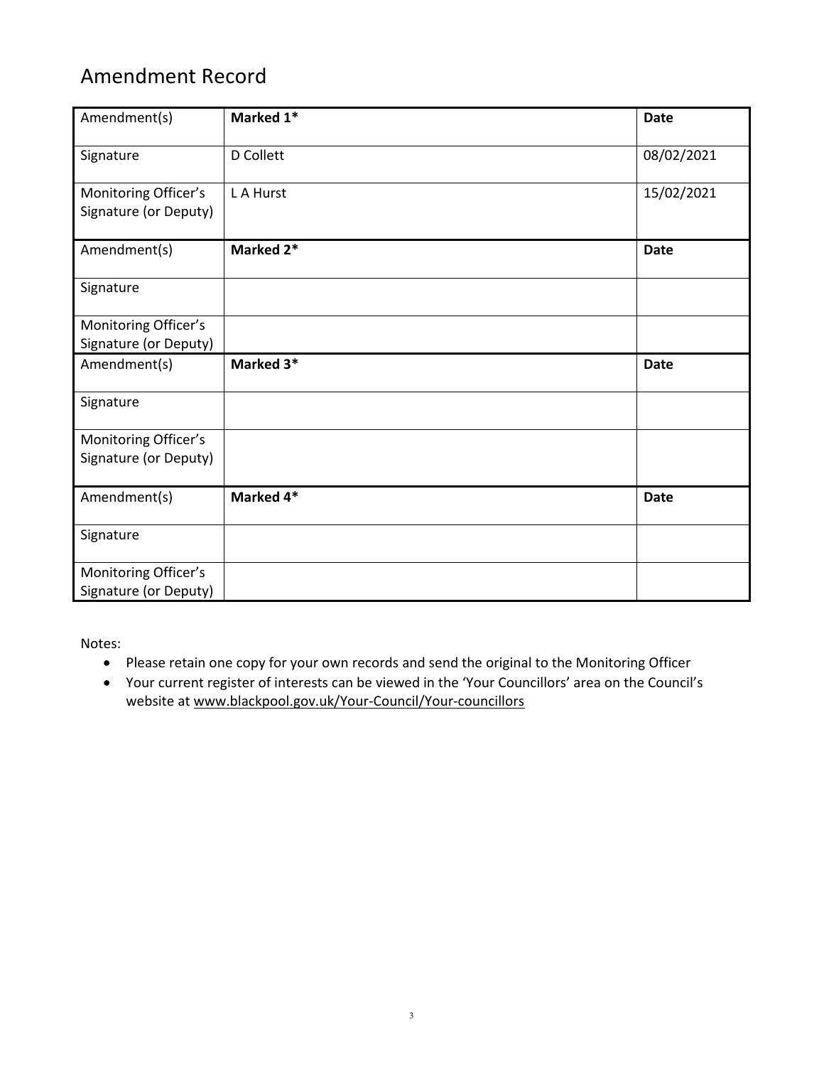# Amendment Record

| Amendment(s) | **Marked 1*** | **Date** |
|---|---|---|
| Signature | D Collett | 08/02/2021 |
| Monitoring Officer's Signature (or Deputy) | L A Hurst | 15/02/2021 |
| Amendment(s) | **Marked 2*** | **Date** |
| Signature | | |
| Monitoring Officer's Signature (or Deputy) | | |
| Amendment(s) | **Marked 3*** | **Date** |
| Signature | | |
| Monitoring Officer's Signature (or Deputy) | | |
| Amendment(s) | **Marked 4*** | **Date** |
| Signature | | |
| Monitoring Officer's Signature (or Deputy) | | |

Notes:

- Please retain one copy for your own records and send the original to the Monitoring Officer
- Your current register of interests can be viewed in the 'Your Councillors' area on the Council's website at www.blackpool.gov.uk/Your-Council/Your-councillors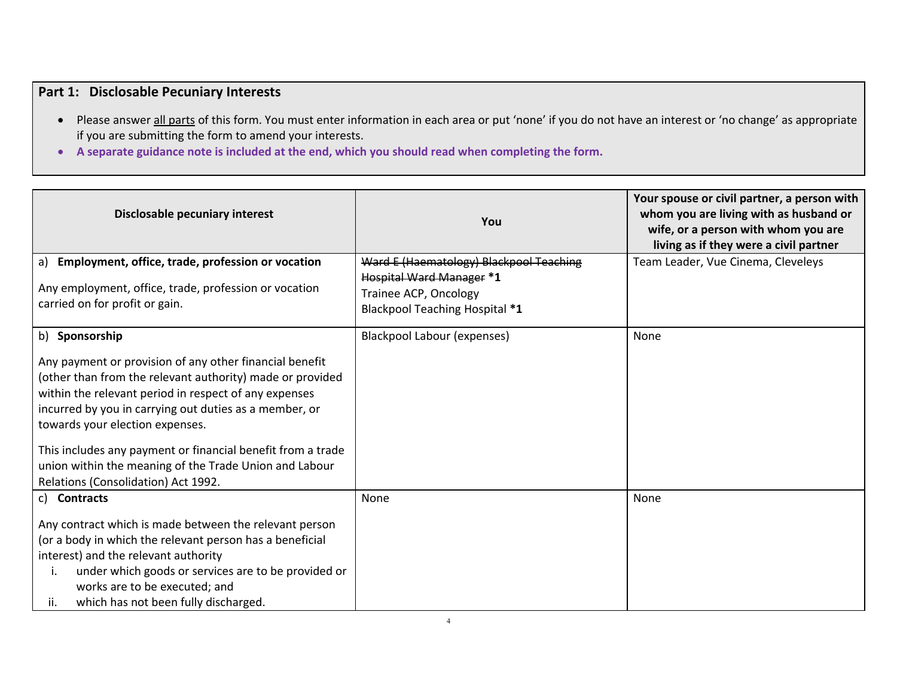## Part 1: Disclosable Pecuniary Interests

- Please answer all parts of this form. You must enter information in each area or put 'none' if you do not have an interest or 'no change' as appropriate if you are submitting the form to amend your interests.
- **A separate guidance note is included at the end, which you should read when completing the form.**

| Disclosable pecuniary interest | You | Your spouse or civil partner, a person with whom you are living with as husband or wife, or a person with whom you are living as if they were a civil partner |
|---|---|---|
| a) **Employment, office, trade, profession or vocation**<br><br>Any employment, office, trade, profession or vocation carried on for profit or gain. | ~~Ward E (Haematology) Blackpool Teaching Hospital Ward Manager~~ **\*1**<br>Trainee ACP, Oncology<br>Blackpool Teaching Hospital **\*1** | Team Leader, Vue Cinema, Cleveleys |
| b) **Sponsorship**<br><br>Any payment or provision of any other financial benefit (other than from the relevant authority) made or provided within the relevant period in respect of any expenses incurred by you in carrying out duties as a member, or towards your election expenses.<br><br>This includes any payment or financial benefit from a trade union within the meaning of the Trade Union and Labour Relations (Consolidation) Act 1992. | Blackpool Labour (expenses) | None |
| c) **Contracts**<br><br>Any contract which is made between the relevant person (or a body in which the relevant person has a beneficial interest) and the relevant authority<br>i. under which goods or services are to be provided or works are to be executed; and<br>ii. which has not been fully discharged. | None | None |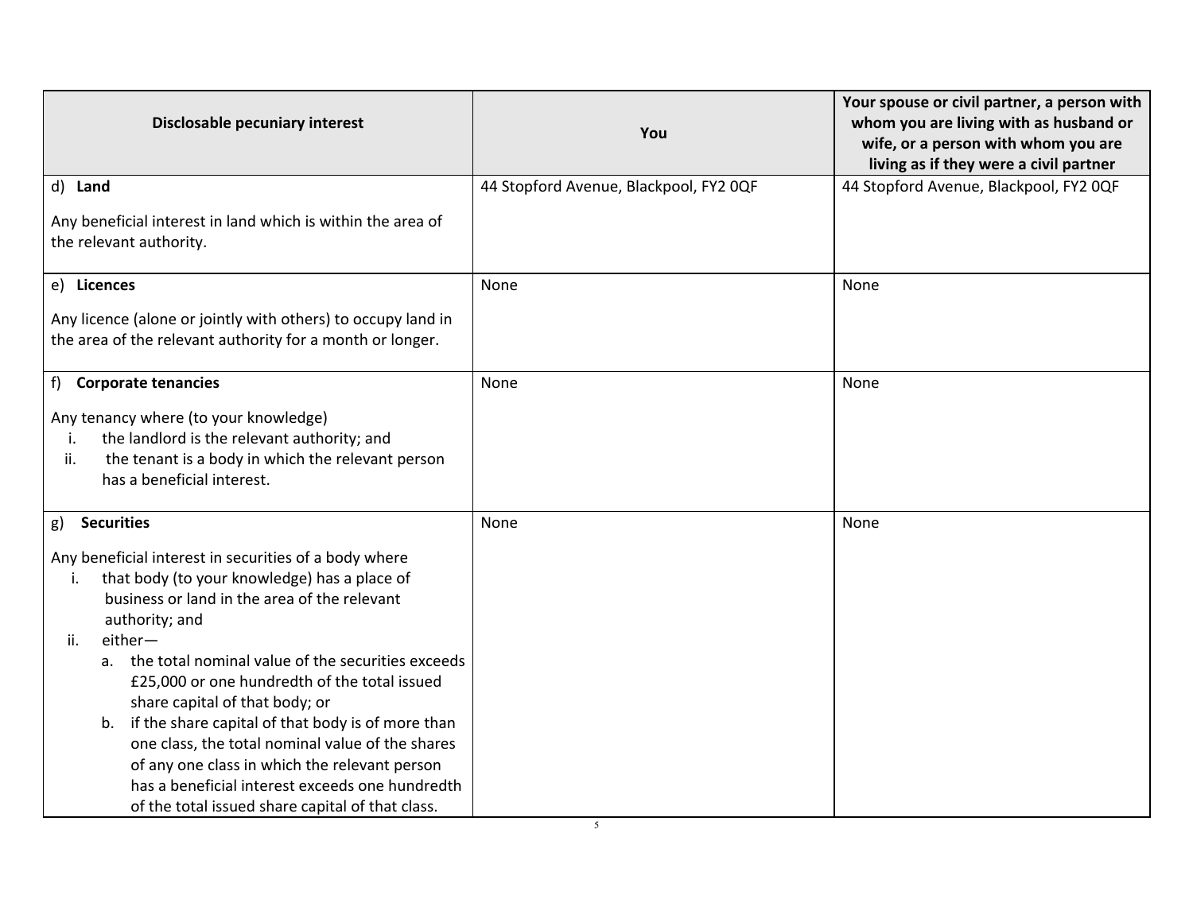| Disclosable pecuniary interest | You | Your spouse or civil partner, a person with whom you are living with as husband or wife, or a person with whom you are living as if they were a civil partner |
|---|---|---|
| d) **Land**<br><br>Any beneficial interest in land which is within the area of the relevant authority. | 44 Stopford Avenue, Blackpool, FY2 0QF | 44 Stopford Avenue, Blackpool, FY2 0QF |
| e) **Licences**<br><br>Any licence (alone or jointly with others) to occupy land in the area of the relevant authority for a month or longer. | None | None |
| f) **Corporate tenancies**<br><br>Any tenancy where (to your knowledge)<br>i. the landlord is the relevant authority; and<br>ii. the tenant is a body in which the relevant person has a beneficial interest. | None | None |
| g) **Securities**<br><br>Any beneficial interest in securities of a body where<br>i. that body (to your knowledge) has a place of business or land in the area of the relevant authority; and<br>ii. either—<br>a. the total nominal value of the securities exceeds £25,000 or one hundredth of the total issued share capital of that body; or<br>b. if the share capital of that body is of more than one class, the total nominal value of the shares of any one class in which the relevant person has a beneficial interest exceeds one hundredth of the total issued share capital of that class. | None | None |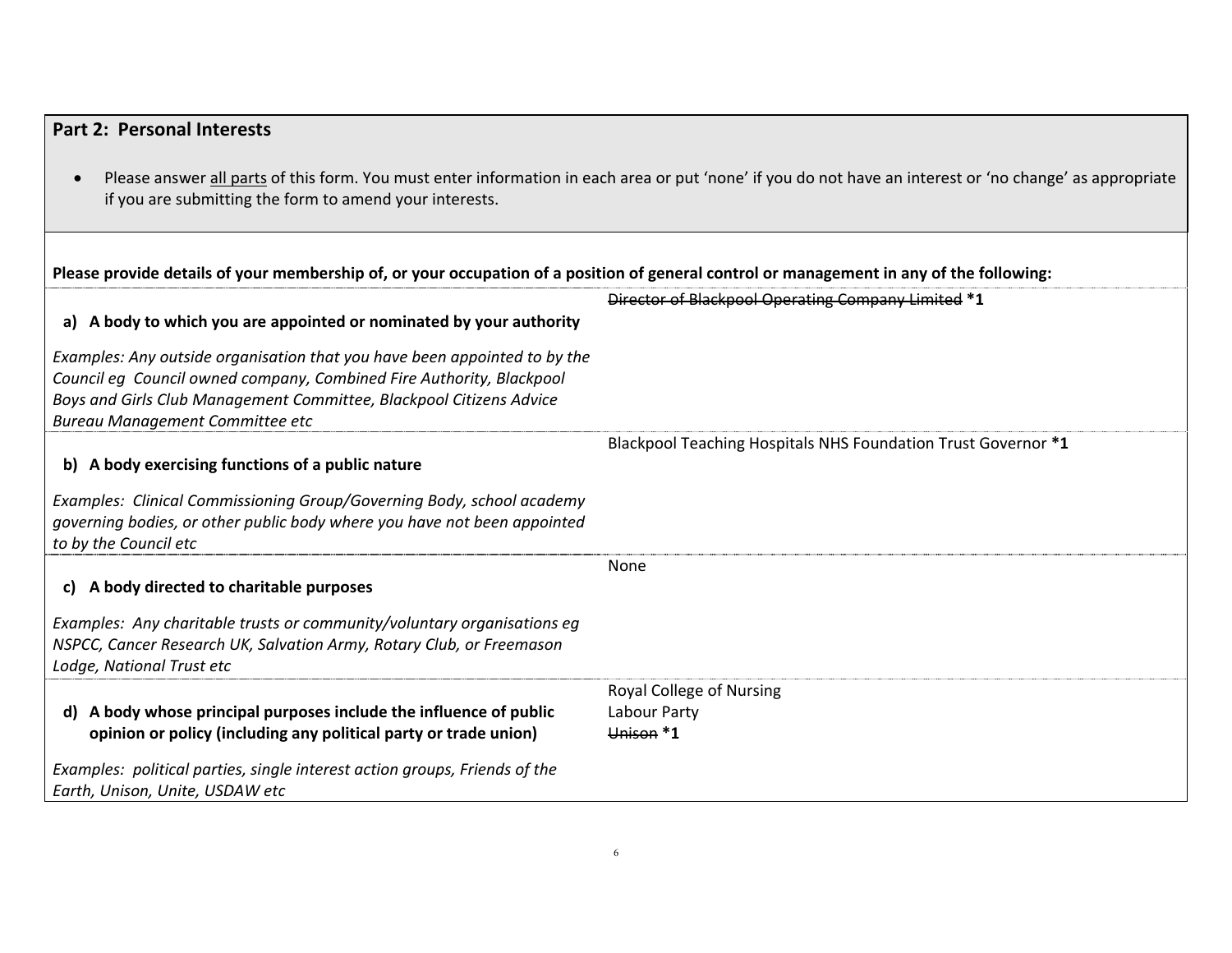## Part 2: Personal Interests

- Please answer <u>all parts</u> of this form. You must enter information in each area or put 'none' if you do not have an interest or 'no change' as appropriate if you are submitting the form to amend your interests.

**Please provide details of your membership of, or your occupation of a position of general control or management in any of the following:**

| | |
|---|---|
| **a) A body to which you are appointed or nominated by your authority**<br><br>*Examples: Any outside organisation that you have been appointed to by the Council eg Council owned company, Combined Fire Authority, Blackpool Boys and Girls Club Management Committee, Blackpool Citizens Advice Bureau Management Committee etc* | ~~Director of Blackpool Operating Company Limited~~ **\*1** |
| **b) A body exercising functions of a public nature**<br><br>*Examples: Clinical Commissioning Group/Governing Body, school academy governing bodies, or other public body where you have not been appointed to by the Council etc* | Blackpool Teaching Hospitals NHS Foundation Trust Governor **\*1** |
| **c) A body directed to charitable purposes**<br><br>*Examples: Any charitable trusts or community/voluntary organisations eg NSPCC, Cancer Research UK, Salvation Army, Rotary Club, or Freemason Lodge, National Trust etc* | None |
| **d) A body whose principal purposes include the influence of public opinion or policy (including any political party or trade union)**<br><br>*Examples: political parties, single interest action groups, Friends of the Earth, Unison, Unite, USDAW etc* | Royal College of Nursing<br>Labour Party<br>~~Unison~~ **\*1** |